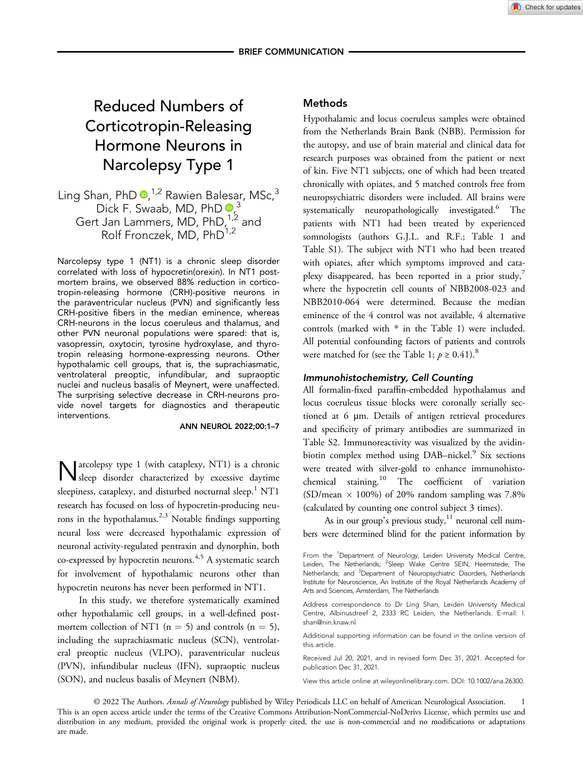BRIEF COMMUNICATION

# Reduced Numbers of Corticotropin-Releasing Hormone Neurons in Narcolepsy Type 1

Ling Shan, PhD,[1,2] Rawien Balesar, MSc,[3] Dick F. Swaab, MD, PhD,[3] Gert Jan Lammers, MD, PhD,[1,2] and Rolf Fronczek, MD, PhD[1,2]

Narcolepsy type 1 (NT1) is a chronic sleep disorder correlated with loss of hypocretin(orexin). In NT1 postmortem brains, we observed 88% reduction in corticotropin-releasing hormone (CRH)-positive neurons in the paraventricular nucleus (PVN) and significantly less CRH-positive fibers in the median eminence, whereas CRH-neurons in the locus coeruleus and thalamus, and other PVN neuronal populations were spared: that is, vasopressin, oxytocin, tyrosine hydroxylase, and thyrotropin releasing hormone-expressing neurons. Other hypothalamic cell groups, that is, the suprachiasmatic, ventrolateral preoptic, infundibular, and supraoptic nuclei and nucleus basalis of Meynert, were unaffected. The surprising selective decrease in CRH-neurons provide novel targets for diagnostics and therapeutic interventions.

ANN NEUROL 2022;00:1–7

Narcolepsy type 1 (with cataplexy, NT1) is a chronic sleep disorder characterized by excessive daytime sleepiness, cataplexy, and disturbed nocturnal sleep.[1] NT1 research has focused on loss of hypocretin-producing neurons in the hypothalamus.[2,3] Notable findings supporting neural loss were decreased hypothalamic expression of neuronal activity-regulated pentraxin and dynorphin, both co-expressed by hypocretin neurons.[4,5] A systematic search for involvement of hypothalamic neurons other than hypocretin neurons has never been performed in NT1.

In this study, we therefore systematically examined other hypothalamic cell groups, in a well-defined postmortem collection of NT1 (n = 5) and controls (n = 5), including the suprachiasmatic nucleus (SCN), ventrolateral preoptic nucleus (VLPO), paraventricular nucleus (PVN), infundibular nucleus (IFN), supraoptic nucleus (SON), and nucleus basalis of Meynert (NBM).

## Methods

Hypothalamic and locus coeruleus samples were obtained from the Netherlands Brain Bank (NBB). Permission for the autopsy, and use of brain material and clinical data for research purposes was obtained from the patient or next of kin. Five NT1 subjects, one of which had been treated chronically with opiates, and 5 matched controls free from neuropsychiatric disorders were included. All brains were systematically neuropathologically investigated.[6] The patients with NT1 had been treated by experienced somnologists (authors G.J.L. and R.F.; Table 1 and Table S1). The subject with NT1 who had been treated with opiates, after which symptoms improved and cataplexy disappeared, has been reported in a prior study,[7] where the hypocretin cell counts of NBB2008-023 and NBB2010-064 were determined. Because the median eminence of the 4 control was not available, 4 alternative controls (marked with * in the Table 1) were included. All potential confounding factors of patients and controls were matched for (see the Table 1; $p \geq 0.41$).[8]

### *Immunohistochemistry, Cell Counting*

All formalin-fixed paraffin-embedded hypothalamus and locus coeruleus tissue blocks were coronally serially sectioned at 6 μm. Details of antigen retrieval procedures and specificity of primary antibodies are summarized in Table S2. Immunoreactivity was visualized by the avidin-biotin complex method using DAB–nickel.[9] Six sections were treated with silver-gold to enhance immunohistochemical staining.[10] The coefficient of variation (SD/mean × 100%) of 20% random sampling was 7.8% (calculated by counting one control subject 3 times).

As in our group's previous study,[11] neuronal cell numbers were determined blind for the patient information by

From the [1]Department of Neurology, Leiden University Medical Centre, Leiden, The Netherlands; [2]Sleep Wake Centre SEIN, Heemstede, The Netherlands; and [3]Department of Neuropsychiatric Disorders, Netherlands Institute for Neuroscience, An Institute of the Royal Netherlands Academy of Arts and Sciences, Amsterdam, The Netherlands

Address correspondence to Dr Ling Shan, Leiden University Medical Centre, Albinusdreef 2, 2333 RC Leiden, the Netherlands. E-mail: l.shan@nin.knaw.nl

Additional supporting information can be found in the online version of this article.

Received Jul 20, 2021, and in revised form Dec 31, 2021. Accepted for publication Dec 31, 2021.

View this article online at wileyonlinelibrary.com. DOI: 10.1002/ana.26300.

© 2022 The Authors. *Annals of Neurology* published by Wiley Periodicals LLC on behalf of American Neurological Association. This is an open access article under the terms of the Creative Commons Attribution-NonCommercial-NoDerivs License, which permits use and distribution in any medium, provided the original work is properly cited, the use is non-commercial and no modifications or adaptations are made.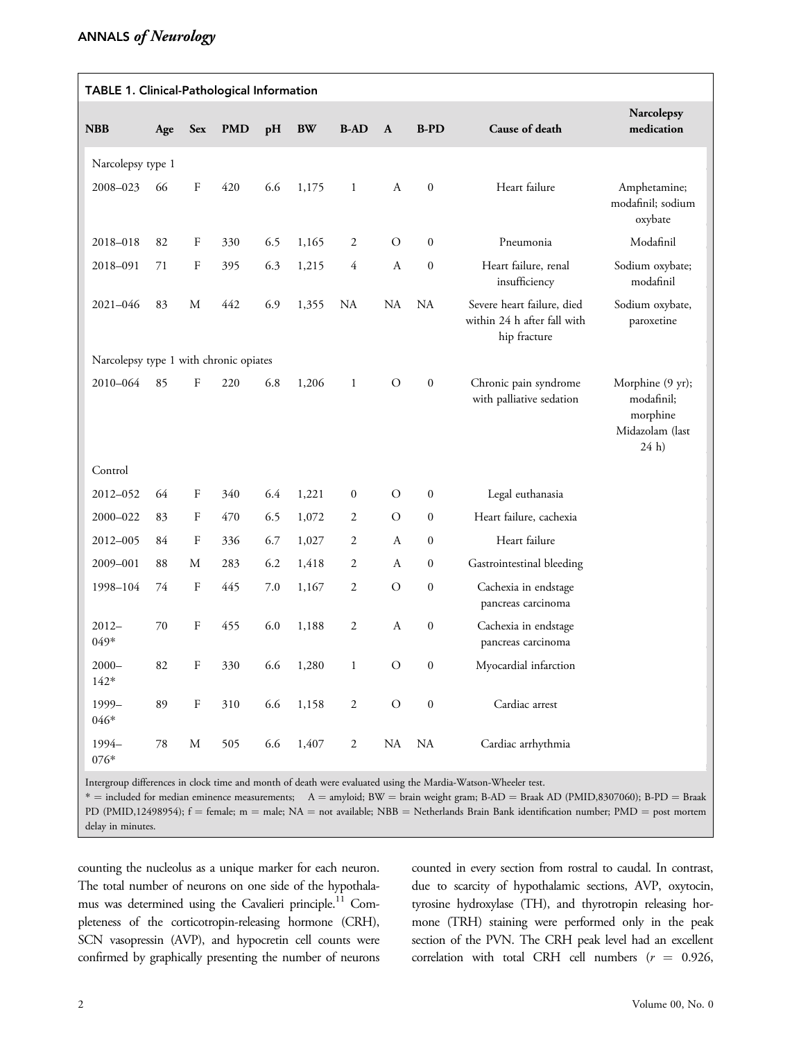**TABLE 1. Clinical-Pathological Information**

| NBB | Age | Sex | PMD | pH | BW | B-AD | A | B-PD | Cause of death | Narcolepsy medication |
|---|---|---|---|---|---|---|---|---|---|---|
| Narcolepsy type 1 | | | | | | | | | | |
| 2008–023 | 66 | F | 420 | 6.6 | 1,175 | 1 | A | 0 | Heart failure | Amphetamine; modafinil; sodium oxybate |
| 2018–018 | 82 | F | 330 | 6.5 | 1,165 | 2 | O | 0 | Pneumonia | Modafinil |
| 2018–091 | 71 | F | 395 | 6.3 | 1,215 | 4 | A | 0 | Heart failure, renal insufficiency | Sodium oxybate; modafinil |
| 2021–046 | 83 | M | 442 | 6.9 | 1,355 | NA | NA | NA | Severe heart failure, died within 24 h after fall with hip fracture | Sodium oxybate, paroxetine |
| Narcolepsy type 1 with chronic opiates | | | | | | | | | | |
| 2010–064 | 85 | F | 220 | 6.8 | 1,206 | 1 | O | 0 | Chronic pain syndrome with palliative sedation | Morphine (9 yr); modafinil; morphine Midazolam (last 24 h) |
| Control | | | | | | | | | | |
| 2012–052 | 64 | F | 340 | 6.4 | 1,221 | 0 | O | 0 | Legal euthanasia | |
| 2000–022 | 83 | F | 470 | 6.5 | 1,072 | 2 | O | 0 | Heart failure, cachexia | |
| 2012–005 | 84 | F | 336 | 6.7 | 1,027 | 2 | A | 0 | Heart failure | |
| 2009–001 | 88 | M | 283 | 6.2 | 1,418 | 2 | A | 0 | Gastrointestinal bleeding | |
| 1998–104 | 74 | F | 445 | 7.0 | 1,167 | 2 | O | 0 | Cachexia in endstage pancreas carcinoma | |
| 2012–049* | 70 | F | 455 | 6.0 | 1,188 | 2 | A | 0 | Cachexia in endstage pancreas carcinoma | |
| 2000–142* | 82 | F | 330 | 6.6 | 1,280 | 1 | O | 0 | Myocardial infarction | |
| 1999–046* | 89 | F | 310 | 6.6 | 1,158 | 2 | O | 0 | Cardiac arrest | |
| 1994–076* | 78 | M | 505 | 6.6 | 1,407 | 2 | NA | NA | Cardiac arrhythmia | |

Intergroup differences in clock time and month of death were evaluated using the Mardia-Watson-Wheeler test.
* = included for median eminence measurements; A = amyloid; BW = brain weight gram; B-AD = Braak AD (PMID,8307060); B-PD = Braak PD (PMID,12498954); f = female; m = male; NA = not available; NBB = Netherlands Brain Bank identification number; PMD = post mortem delay in minutes.

counting the nucleolus as a unique marker for each neuron. The total number of neurons on one side of the hypothalamus was determined using the Cavalieri principle.[11] Completeness of the corticotropin-releasing hormone (CRH), SCN vasopressin (AVP), and hypocretin cell counts were confirmed by graphically presenting the number of neurons counted in every section from rostral to caudal. In contrast, due to scarcity of hypothalamic sections, AVP, oxytocin, tyrosine hydroxylase (TH), and thyrotropin releasing hormone (TRH) staining were performed only in the peak section of the PVN. The CRH peak level had an excellent correlation with total CRH cell numbers ($r = 0.926$,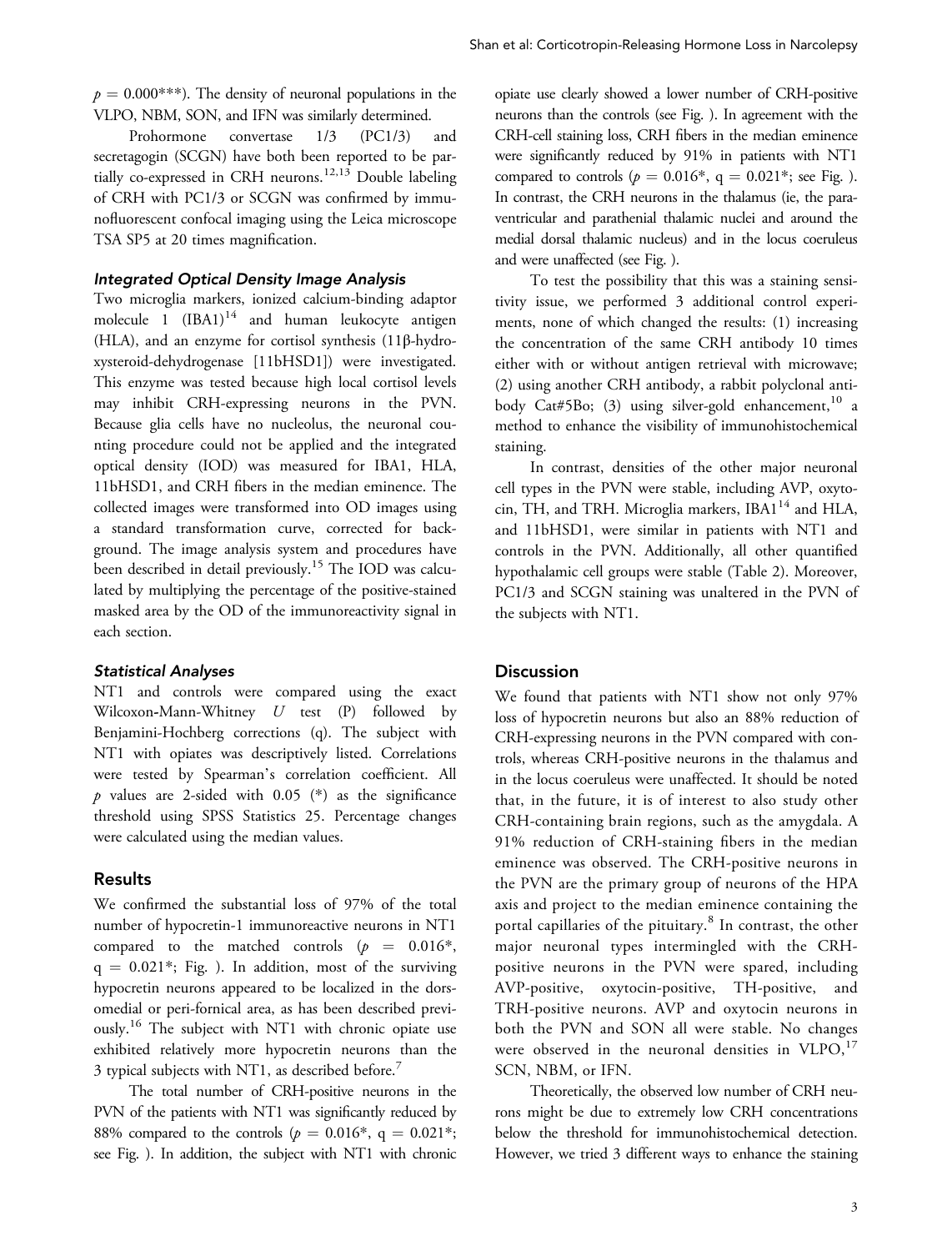$p = 0.000$***). The density of neuronal populations in the VLPO, NBM, SON, and IFN was similarly determined.

Prohormone convertase 1/3 (PC1/3) and secretagogin (SCGN) have both been reported to be partially co-expressed in CRH neurons.[12,13] Double labeling of CRH with PC1/3 or SCGN was confirmed by immunofluorescent confocal imaging using the Leica microscope TSA SP5 at 20 times magnification.

### *Integrated Optical Density Image Analysis*

Two microglia markers, ionized calcium-binding adaptor molecule 1 (IBA1)[14] and human leukocyte antigen (HLA), and an enzyme for cortisol synthesis (11β-hydroxysteroid-dehydrogenase [11bHSD1]) were investigated. This enzyme was tested because high local cortisol levels may inhibit CRH-expressing neurons in the PVN. Because glia cells have no nucleolus, the neuronal counting procedure could not be applied and the integrated optical density (IOD) was measured for IBA1, HLA, 11bHSD1, and CRH fibers in the median eminence. The collected images were transformed into OD images using a standard transformation curve, corrected for background. The image analysis system and procedures have been described in detail previously.[15] The IOD was calculated by multiplying the percentage of the positive-stained masked area by the OD of the immunoreactivity signal in each section.

### *Statistical Analyses*

NT1 and controls were compared using the exact Wilcoxon-Mann-Whitney $U$ test (P) followed by Benjamini-Hochberg corrections (q). The subject with NT1 with opiates was descriptively listed. Correlations were tested by Spearman's correlation coefficient. All $p$ values are 2-sided with 0.05 (*) as the significance threshold using SPSS Statistics 25. Percentage changes were calculated using the median values.

## Results

We confirmed the substantial loss of 97% of the total number of hypocretin-1 immunoreactive neurons in NT1 compared to the matched controls ($p = 0.016$*, $q = 0.021$*; Fig. ). In addition, most of the surviving hypocretin neurons appeared to be localized in the dorsomedial or peri-fornical area, as has been described previously.[16] The subject with NT1 with chronic opiate use exhibited relatively more hypocretin neurons than the 3 typical subjects with NT1, as described before.[7]

The total number of CRH-positive neurons in the PVN of the patients with NT1 was significantly reduced by 88% compared to the controls ($p = 0.016$*, $q = 0.021$*; see Fig. ). In addition, the subject with NT1 with chronic opiate use clearly showed a lower number of CRH-positive neurons than the controls (see Fig. ). In agreement with the CRH-cell staining loss, CRH fibers in the median eminence were significantly reduced by 91% in patients with NT1 compared to controls ($p = 0.016$*, $q = 0.021$*; see Fig. ). In contrast, the CRH neurons in the thalamus (ie, the paraventricular and parathenial thalamic nuclei and around the medial dorsal thalamic nucleus) and in the locus coeruleus and were unaffected (see Fig. ).

To test the possibility that this was a staining sensitivity issue, we performed 3 additional control experiments, none of which changed the results: (1) increasing the concentration of the same CRH antibody 10 times either with or without antigen retrieval with microwave; (2) using another CRH antibody, a rabbit polyclonal antibody Cat#5Bo; (3) using silver-gold enhancement,[10] a method to enhance the visibility of immunohistochemical staining.

In contrast, densities of the other major neuronal cell types in the PVN were stable, including AVP, oxytocin, TH, and TRH. Microglia markers, IBA1[14] and HLA, and 11bHSD1, were similar in patients with NT1 and controls in the PVN. Additionally, all other quantified hypothalamic cell groups were stable (Table 2). Moreover, PC1/3 and SCGN staining was unaltered in the PVN of the subjects with NT1.

## Discussion

We found that patients with NT1 show not only 97% loss of hypocretin neurons but also an 88% reduction of CRH-expressing neurons in the PVN compared with controls, whereas CRH-positive neurons in the thalamus and in the locus coeruleus were unaffected. It should be noted that, in the future, it is of interest to also study other CRH-containing brain regions, such as the amygdala. A 91% reduction of CRH-staining fibers in the median eminence was observed. The CRH-positive neurons in the PVN are the primary group of neurons of the HPA axis and project to the median eminence containing the portal capillaries of the pituitary.[8] In contrast, the other major neuronal types intermingled with the CRH-positive neurons in the PVN were spared, including AVP-positive, oxytocin-positive, TH-positive, and TRH-positive neurons. AVP and oxytocin neurons in both the PVN and SON all were stable. No changes were observed in the neuronal densities in VLPO,[17] SCN, NBM, or IFN.

Theoretically, the observed low number of CRH neurons might be due to extremely low CRH concentrations below the threshold for immunohistochemical detection. However, we tried 3 different ways to enhance the staining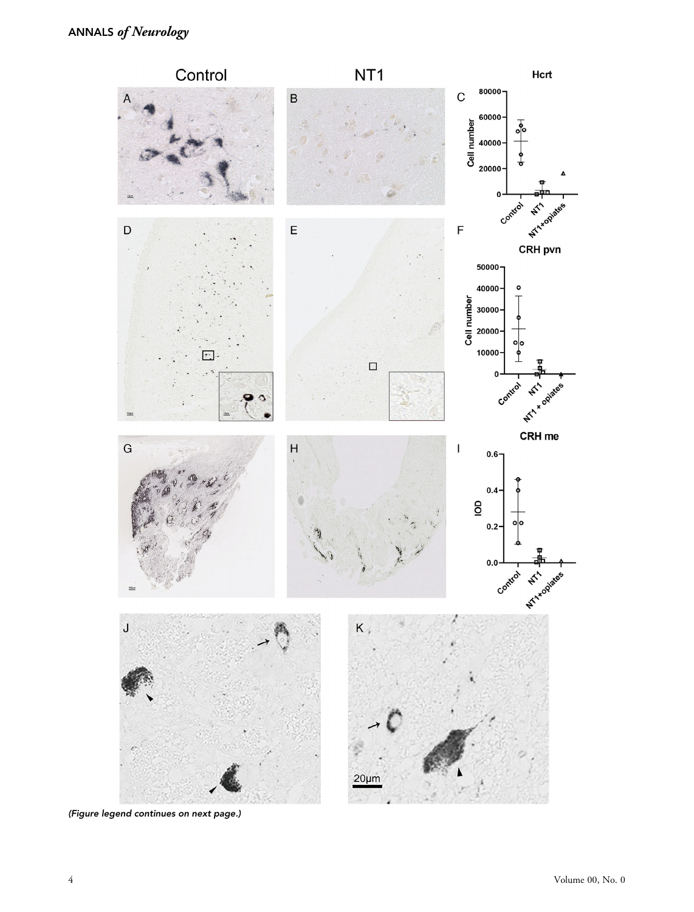*(Figure legend continues on next page.)*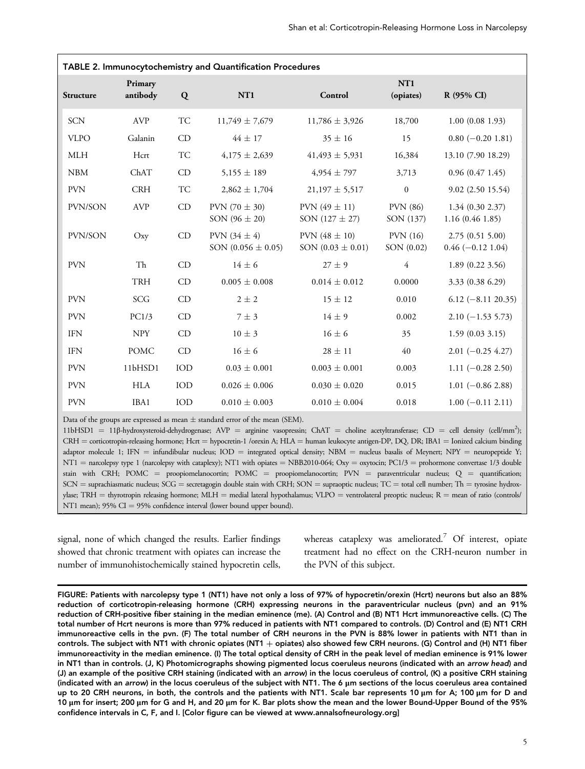**TABLE 2. Immunocytochemistry and Quantification Procedures**

| Structure | Primary antibody | Q | NT1 | Control | NT1 (opiates) | R (95% CI) |
|---|---|---|---|---|---|---|
| SCN | AVP | TC | 11,749 ± 7,679 | 11,786 ± 3,926 | 18,700 | 1.00 (0.08 1.93) |
| VLPO | Galanin | CD | 44 ± 17 | 35 ± 16 | 15 | 0.80 (−0.20 1.81) |
| MLH | Hcrt | TC | 4,175 ± 2,639 | 41,493 ± 5,931 | 16,384 | 13.10 (7.90 18.29) |
| NBM | ChAT | CD | 5,155 ± 189 | 4,954 ± 797 | 3,713 | 0.96 (0.47 1.45) |
| PVN | CRH | TC | 2,862 ± 1,704 | 21,197 ± 5,517 | 0 | 9.02 (2.50 15.54) |
| PVN/SON | AVP | CD | PVN (70 ± 30)<br>SON (96 ± 20) | PVN (49 ± 11)<br>SON (127 ± 27) | PVN (86)<br>SON (137) | 1.34 (0.30 2.37)<br>1.16 (0.46 1.85) |
| PVN/SON | Oxy | CD | PVN (34 ± 4)<br>SON (0.056 ± 0.05) | PVN (48 ± 10)<br>SON (0.03 ± 0.01) | PVN (16)<br>SON (0.02) | 2.75 (0.51 5.00)<br>0.46 (−0.12 1.04) |
| PVN | Th | CD | 14 ± 6 | 27 ± 9 | 4 | 1.89 (0.22 3.56) |
| | TRH | CD | 0.005 ± 0.008 | 0.014 ± 0.012 | 0.0000 | 3.33 (0.38 6.29) |
| PVN | SCG | CD | 2 ± 2 | 15 ± 12 | 0.010 | 6.12 (−8.11 20.35) |
| PVN | PC1/3 | CD | 7 ± 3 | 14 ± 9 | 0.002 | 2.10 (−1.53 5.73) |
| IFN | NPY | CD | 10 ± 3 | 16 ± 6 | 35 | 1.59 (0.03 3.15) |
| IFN | POMC | CD | 16 ± 6 | 28 ± 11 | 40 | 2.01 (−0.25 4.27) |
| PVN | 11bHSD1 | IOD | 0.03 ± 0.001 | 0.003 ± 0.001 | 0.003 | 1.11 (−0.28 2.50) |
| PVN | HLA | IOD | 0.026 ± 0.006 | 0.030 ± 0.020 | 0.015 | 1.01 (−0.86 2.88) |
| PVN | IBA1 | IOD | 0.010 ± 0.003 | 0.010 ± 0.004 | 0.018 | 1.00 (−0.11 2.11) |

Data of the groups are expressed as mean ± standard error of the mean (SEM).

11bHSD1 = 11β-hydroxysteroid-dehydrogenase; AVP = arginine vasopressin; ChAT = choline acetyltransferase; CD = cell density (cell/mm$^2$); CRH = corticotropin-releasing hormone; Hcrt = hypocretin-1 /orexin A; HLA = human leukocyte antigen-DP, DQ, DR; IBA1 = Ionized calcium binding adaptor molecule 1; IFN = infundibular nucleus; IOD = integrated optical density; NBM = nucleus basalis of Meynert; NPY = neuropeptide Y; NT1 = narcolepsy type 1 (narcolepsy with cataplexy); NT1 with opiates = NBB2010-064; Oxy = oxytocin; PC1/3 = prohormone convertase 1/3 double stain with CRH; POMC = proopiomelanocortin; POMC = proopiomelanocortin; PVN = paraventricular nucleus; Q = quantification; SCN = suprachiasmatic nucleus; SCG = secretagogin double stain with CRH; SON = supraoptic nucleus; TC = total cell number; Th = tyrosine hydroxylase; TRH = thyrotropin releasing hormone; MLH = medial lateral hypothalamus; VLPO = ventrolateral preoptic nucleus; R = mean of ratio (controls/NT1 mean); 95% CI = 95% confidence interval (lower bound upper bound).

signal, none of which changed the results. Earlier findings showed that chronic treatment with opiates can increase the number of immunohistochemically stained hypocretin cells, whereas cataplexy was ameliorated.[7] Of interest, opiate treatment had no effect on the CRH-neuron number in the PVN of this subject.

**FIGURE: Patients with narcolepsy type 1 (NT1) have not only a loss of 97% of hypocretin/orexin (Hcrt) neurons but also an 88% reduction of corticotropin-releasing hormone (CRH) expressing neurons in the paraventricular nucleus (pvn) and an 91% reduction of CRH-positive fiber staining in the median eminence (me). (A) Control and (B) NT1 Hcrt immunoreactive cells. (C) The total number of Hcrt neurons is more than 97% reduced in patients with NT1 compared to controls. (D) Control and (E) NT1 CRH immunoreactive cells in the pvn. (F) The total number of CRH neurons in the PVN is 88% lower in patients with NT1 than in controls. The subject with NT1 with chronic opiates (NT1 + opiates) also showed few CRH neurons. (G) Control and (H) NT1 fiber immunoreactivity in the median eminence. (I) The total optical density of CRH in the peak level of median eminence is 91% lower in NT1 than in controls. (J, K) Photomicrographs showing pigmented locus coeruleus neurons (indicated with an *arrow head*) and (J) an example of the positive CRH staining (indicated with an *arrow*) in the locus coeruleus of control, (K) a positive CRH staining (indicated with an *arrow*) in the locus coeruleus of the subject with NT1. The 6 μm sections of the locus coeruleus area contained up to 20 CRH neurons, in both, the controls and the patients with NT1. Scale bar represents 10 μm for A; 100 μm for D and 10 μm for insert; 200 μm for G and H, and 20 μm for K. Bar plots show the mean and the lower Bound-Upper Bound of the 95% confidence intervals in C, F, and I. [Color figure can be viewed at www.annalsofneurology.org]**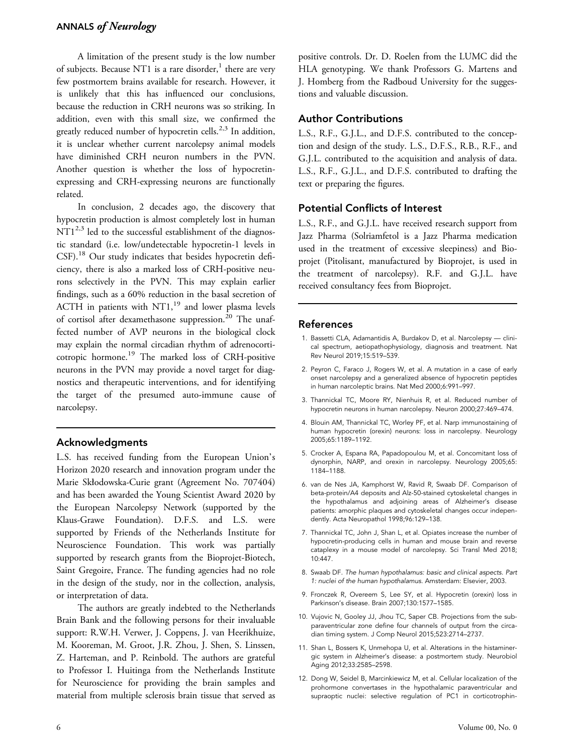A limitation of the present study is the low number of subjects. Because NT1 is a rare disorder,[1] there are very few postmortem brains available for research. However, it is unlikely that this has influenced our conclusions, because the reduction in CRH neurons was so striking. In addition, even with this small size, we confirmed the greatly reduced number of hypocretin cells.[2,3] In addition, it is unclear whether current narcolepsy animal models have diminished CRH neuron numbers in the PVN. Another question is whether the loss of hypocretin-expressing and CRH-expressing neurons are functionally related.

In conclusion, 2 decades ago, the discovery that hypocretin production is almost completely lost in human NT1[2,3] led to the successful establishment of the diagnostic standard (i.e. low/undetectable hypocretin-1 levels in CSF).[18] Our study indicates that besides hypocretin deficiency, there is also a marked loss of CRH-positive neurons selectively in the PVN. This may explain earlier findings, such as a 60% reduction in the basal secretion of ACTH in patients with NT1,[19] and lower plasma levels of cortisol after dexamethasone suppression.[20] The unaffected number of AVP neurons in the biological clock may explain the normal circadian rhythm of adrenocorticotropic hormone.[19] The marked loss of CRH-positive neurons in the PVN may provide a novel target for diagnostics and therapeutic interventions, and for identifying the target of the presumed auto-immune cause of narcolepsy.

## Acknowledgments

L.S. has received funding from the European Union's Horizon 2020 research and innovation program under the Marie Skłodowska-Curie grant (Agreement No. 707404) and has been awarded the Young Scientist Award 2020 by the European Narcolepsy Network (supported by the Klaus-Grawe Foundation). D.F.S. and L.S. were supported by Friends of the Netherlands Institute for Neuroscience Foundation. This work was partially supported by research grants from the Bioprojet-Biotech, Saint Gregoire, France. The funding agencies had no role in the design of the study, nor in the collection, analysis, or interpretation of data.

The authors are greatly indebted to the Netherlands Brain Bank and the following persons for their invaluable support: R.W.H. Verwer, J. Coppens, J. van Heerikhuize, M. Kooreman, M. Groot, J.R. Zhou, J. Shen, S. Linssen, Z. Harteman, and P. Reinbold. The authors are grateful to Professor I. Huitinga from the Netherlands Institute for Neuroscience for providing the brain samples and material from multiple sclerosis brain tissue that served as positive controls. Dr. D. Roelen from the LUMC did the HLA genotyping. We thank Professors G. Martens and J. Homberg from the Radboud University for the suggestions and valuable discussion.

## Author Contributions

L.S., R.F., G.J.L., and D.F.S. contributed to the conception and design of the study. L.S., D.F.S., R.B., R.F., and G.J.L. contributed to the acquisition and analysis of data. L.S., R.F., G.J.L., and D.F.S. contributed to drafting the text or preparing the figures.

## Potential Conflicts of Interest

L.S., R.F., and G.J.L. have received research support from Jazz Pharma (Solriamfetol is a Jazz Pharma medication used in the treatment of excessive sleepiness) and Bioprojet (Pitolisant, manufactured by Bioprojet, is used in the treatment of narcolepsy). R.F. and G.J.L. have received consultancy fees from Bioprojet.

## References

1. Bassetti CLA, Adamantidis A, Burdakov D, et al. Narcolepsy — clinical spectrum, aetiopathophysiology, diagnosis and treatment. Nat Rev Neurol 2019;15:519–539.
2. Peyron C, Faraco J, Rogers W, et al. A mutation in a case of early onset narcolepsy and a generalized absence of hypocretin peptides in human narcoleptic brains. Nat Med 2000;6:991–997.
3. Thannickal TC, Moore RY, Nienhuis R, et al. Reduced number of hypocretin neurons in human narcolepsy. Neuron 2000;27:469–474.
4. Blouin AM, Thannickal TC, Worley PF, et al. Narp immunostaining of human hypocretin (orexin) neurons: loss in narcolepsy. Neurology 2005;65:1189–1192.
5. Crocker A, Espana RA, Papadopoulou M, et al. Concomitant loss of dynorphin, NARP, and orexin in narcolepsy. Neurology 2005;65:1184–1188.
6. van de Nes JA, Kamphorst W, Ravid R, Swaab DF. Comparison of beta-protein/A4 deposits and Alz-50-stained cytoskeletal changes in the hypothalamus and adjoining areas of Alzheimer's disease patients: amorphic plaques and cytoskeletal changes occur independently. Acta Neuropathol 1998;96:129–138.
7. Thannickal TC, John J, Shan L, et al. Opiates increase the number of hypocretin-producing cells in human and mouse brain and reverse cataplexy in a mouse model of narcolepsy. Sci Transl Med 2018;10:447.
8. Swaab DF. *The human hypothalamus: basic and clinical aspects. Part 1: nuclei of the human hypothalamus.* Amsterdam: Elsevier, 2003.
9. Fronczek R, Overeem S, Lee SY, et al. Hypocretin (orexin) loss in Parkinson's disease. Brain 2007;130:1577–1585.
10. Vujovic N, Gooley JJ, Jhou TC, Saper CB. Projections from the subparaventricular zone define four channels of output from the circadian timing system. J Comp Neurol 2015;523:2714–2737.
11. Shan L, Bossers K, Unmehopa U, et al. Alterations in the histaminergic system in Alzheimer's disease: a postmortem study. Neurobiol Aging 2012;33:2585–2598.
12. Dong W, Seidel B, Marcinkiewicz M, et al. Cellular localization of the prohormone convertases in the hypothalamic paraventricular and supraoptic nuclei: selective regulation of PC1 in corticotrophin-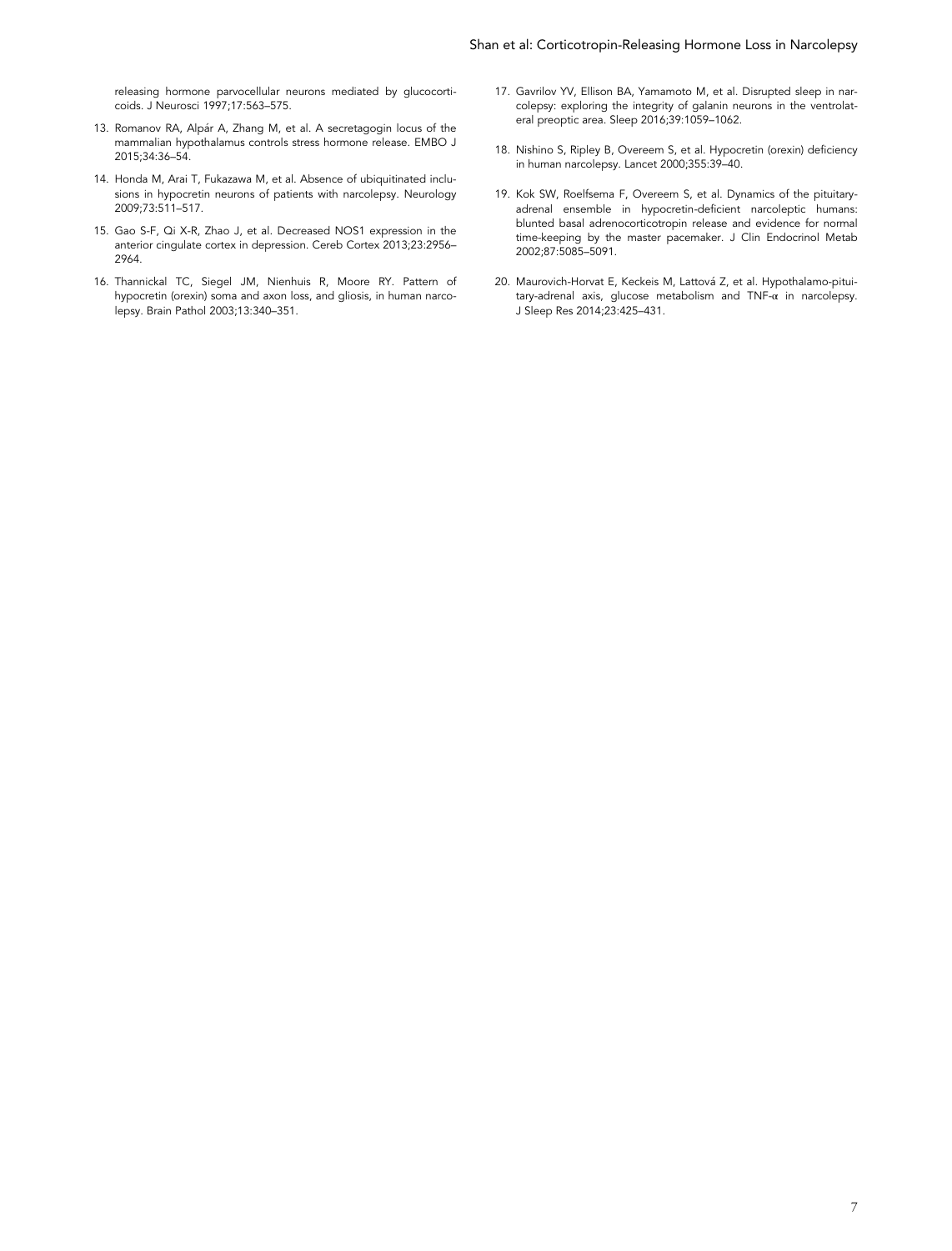releasing hormone parvocellular neurons mediated by glucocorticoids. J Neurosci 1997;17:563–575.

13. Romanov RA, Alpár A, Zhang M, et al. A secretagogin locus of the mammalian hypothalamus controls stress hormone release. EMBO J 2015;34:36–54.
14. Honda M, Arai T, Fukazawa M, et al. Absence of ubiquitinated inclusions in hypocretin neurons of patients with narcolepsy. Neurology 2009;73:511–517.
15. Gao S-F, Qi X-R, Zhao J, et al. Decreased NOS1 expression in the anterior cingulate cortex in depression. Cereb Cortex 2013;23:2956–2964.
16. Thannickal TC, Siegel JM, Nienhuis R, Moore RY. Pattern of hypocretin (orexin) soma and axon loss, and gliosis, in human narcolepsy. Brain Pathol 2003;13:340–351.
17. Gavrilov YV, Ellison BA, Yamamoto M, et al. Disrupted sleep in narcolepsy: exploring the integrity of galanin neurons in the ventrolateral preoptic area. Sleep 2016;39:1059–1062.
18. Nishino S, Ripley B, Overeem S, et al. Hypocretin (orexin) deficiency in human narcolepsy. Lancet 2000;355:39–40.
19. Kok SW, Roelfsema F, Overeem S, et al. Dynamics of the pituitary-adrenal ensemble in hypocretin-deficient narcoleptic humans: blunted basal adrenocorticotropin release and evidence for normal time-keeping by the master pacemaker. J Clin Endocrinol Metab 2002;87:5085–5091.
20. Maurovich-Horvat E, Keckeis M, Lattová Z, et al. Hypothalamo-pituitary-adrenal axis, glucose metabolism and TNF-$\alpha$ in narcolepsy. J Sleep Res 2014;23:425–431.